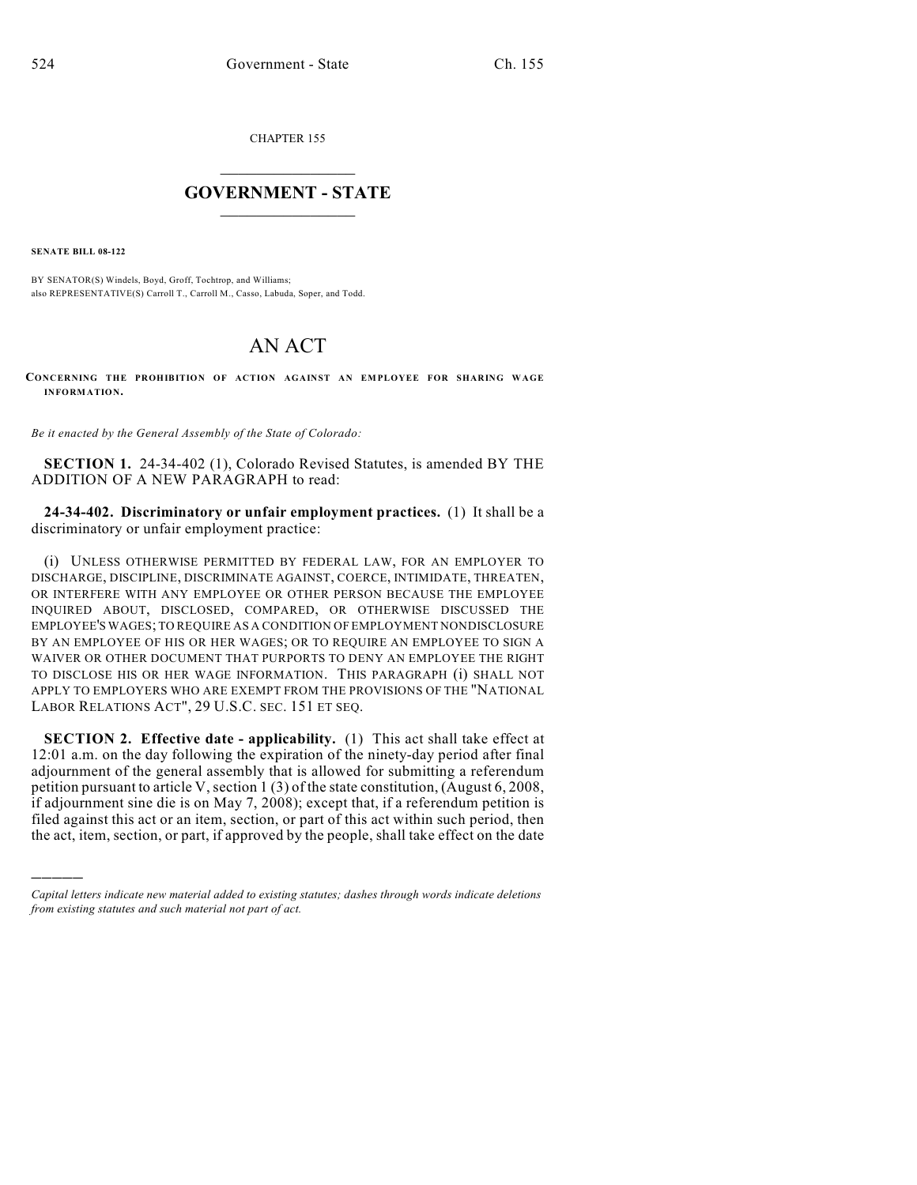CHAPTER 155

# GOVERNMENT - STATE

**SENATE BILL 08-122**

BY SENATOR(S) Windels, Boyd, Groff, Tochtrop, and Williams;
also REPRESENTATIVE(S) Carroll T., Carroll M., Casso, Labuda, Soper, and Todd.

# AN ACT

**CONCERNING THE PROHIBITION OF ACTION AGAINST AN EMPLOYEE FOR SHARING WAGE INFORMATION.**

*Be it enacted by the General Assembly of the State of Colorado:*

**SECTION 1.** 24-34-402 (1), Colorado Revised Statutes, is amended BY THE ADDITION OF A NEW PARAGRAPH to read:

**24-34-402. Discriminatory or unfair employment practices.** (1) It shall be a discriminatory or unfair employment practice:

(i) UNLESS OTHERWISE PERMITTED BY FEDERAL LAW, FOR AN EMPLOYER TO DISCHARGE, DISCIPLINE, DISCRIMINATE AGAINST, COERCE, INTIMIDATE, THREATEN, OR INTERFERE WITH ANY EMPLOYEE OR OTHER PERSON BECAUSE THE EMPLOYEE INQUIRED ABOUT, DISCLOSED, COMPARED, OR OTHERWISE DISCUSSED THE EMPLOYEE'S WAGES; TO REQUIRE AS A CONDITION OF EMPLOYMENT NONDISCLOSURE BY AN EMPLOYEE OF HIS OR HER WAGES; OR TO REQUIRE AN EMPLOYEE TO SIGN A WAIVER OR OTHER DOCUMENT THAT PURPORTS TO DENY AN EMPLOYEE THE RIGHT TO DISCLOSE HIS OR HER WAGE INFORMATION. THIS PARAGRAPH (i) SHALL NOT APPLY TO EMPLOYERS WHO ARE EXEMPT FROM THE PROVISIONS OF THE "NATIONAL LABOR RELATIONS ACT", 29 U.S.C. SEC. 151 ET SEQ.

**SECTION 2. Effective date - applicability.** (1) This act shall take effect at 12:01 a.m. on the day following the expiration of the ninety-day period after final adjournment of the general assembly that is allowed for submitting a referendum petition pursuant to article V, section 1 (3) of the state constitution, (August 6, 2008, if adjournment sine die is on May 7, 2008); except that, if a referendum petition is filed against this act or an item, section, or part of this act within such period, then the act, item, section, or part, if approved by the people, shall take effect on the date

*Capital letters indicate new material added to existing statutes; dashes through words indicate deletions from existing statutes and such material not part of act.*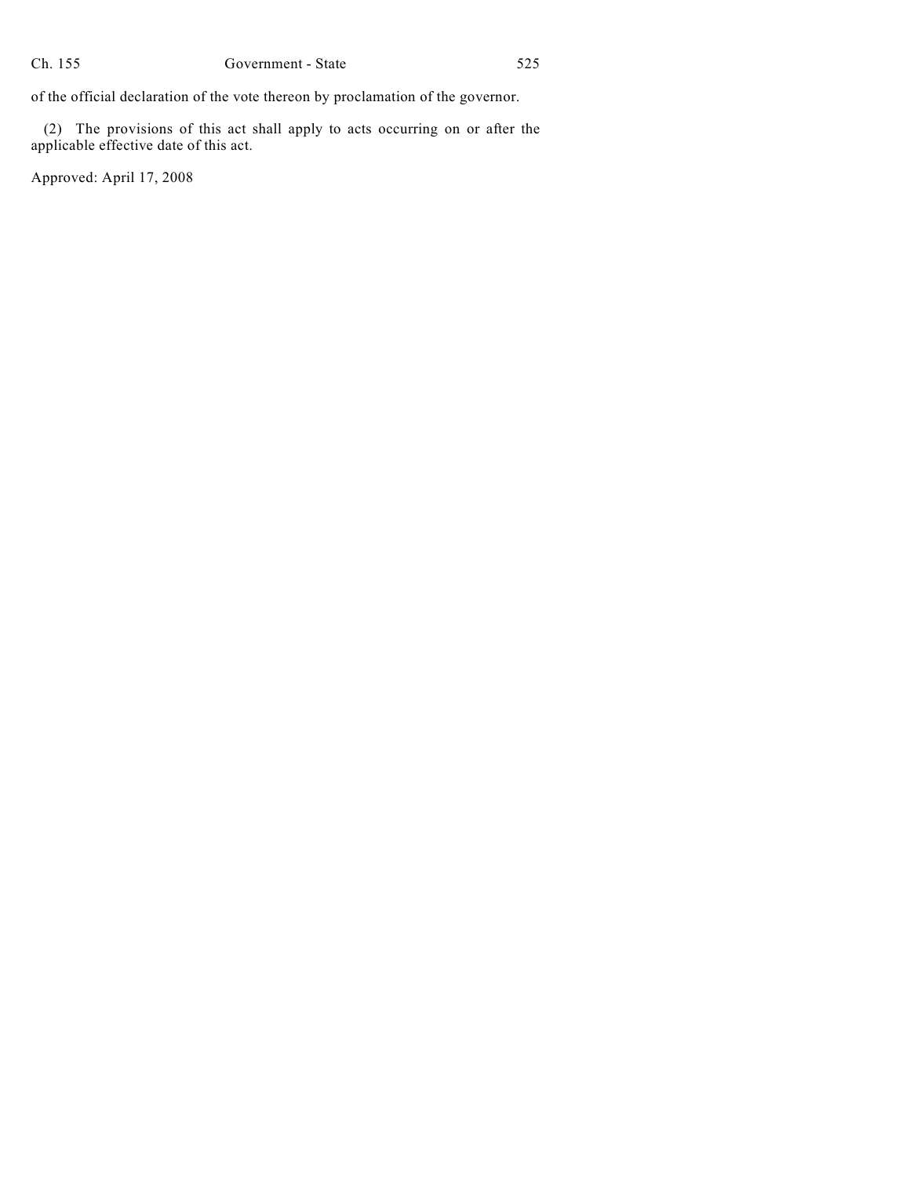of the official declaration of the vote thereon by proclamation of the governor.

(2) The provisions of this act shall apply to acts occurring on or after the applicable effective date of this act.

Approved: April 17, 2008